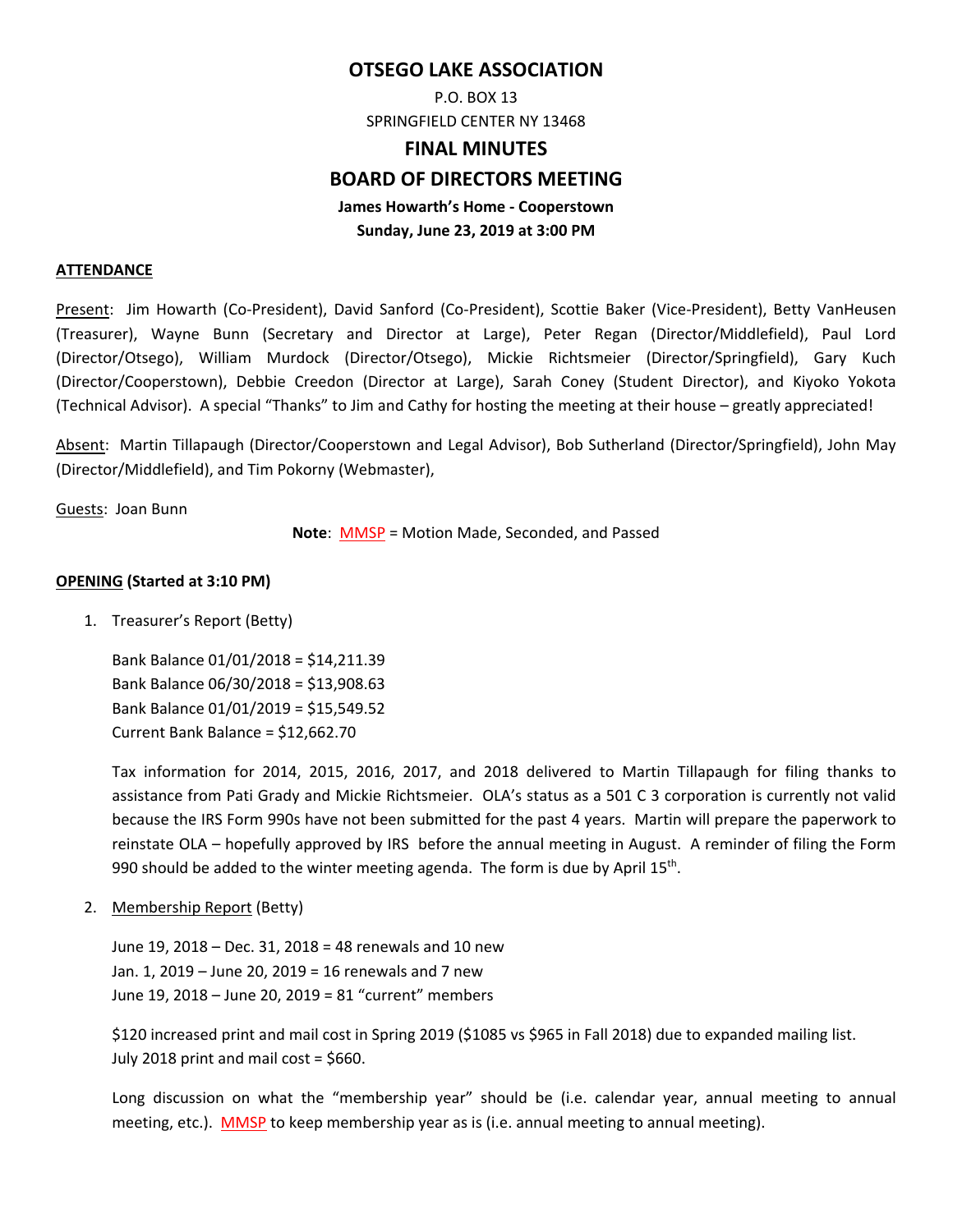# OTSEGO LAKE ASSOCIATION

P.O. BOX 13

SPRINGFIELD CENTER NY 13468

## FINAL MINUTES

## BOARD OF DIRECTORS MEETING

**James Howarth's Home - Cooperstown**

**Sunday, June 23, 2019 at 3:00 PM**

**ATTENDANCE**

Present: Jim Howarth (Co-President), David Sanford (Co-President), Scottie Baker (Vice-President), Betty VanHeusen (Treasurer), Wayne Bunn (Secretary and Director at Large), Peter Regan (Director/Middlefield), Paul Lord (Director/Otsego), William Murdock (Director/Otsego), Mickie Richtsmeier (Director/Springfield), Gary Kuch (Director/Cooperstown), Debbie Creedon (Director at Large), Sarah Coney (Student Director), and Kiyoko Yokota (Technical Advisor). A special "Thanks" to Jim and Cathy for hosting the meeting at their house – greatly appreciated!

Absent: Martin Tillapaugh (Director/Cooperstown and Legal Advisor), Bob Sutherland (Director/Springfield), John May (Director/Middlefield), and Tim Pokorny (Webmaster),

Guests: Joan Bunn

**Note**: MMSP = Motion Made, Seconded, and Passed

**OPENING (Started at 3:10 PM)**

1. Treasurer's Report (Betty)

   Bank Balance 01/01/2018 = $14,211.39
   Bank Balance 06/30/2018 = $13,908.63
   Bank Balance 01/01/2019 = $15,549.52
   Current Bank Balance = $12,662.70

   Tax information for 2014, 2015, 2016, 2017, and 2018 delivered to Martin Tillapaugh for filing thanks to assistance from Pati Grady and Mickie Richtsmeier. OLA's status as a 501 C 3 corporation is currently not valid because the IRS Form 990s have not been submitted for the past 4 years. Martin will prepare the paperwork to reinstate OLA – hopefully approved by IRS before the annual meeting in August. A reminder of filing the Form 990 should be added to the winter meeting agenda. The form is due by April 15th.

2. Membership Report (Betty)

   June 19, 2018 – Dec. 31, 2018 = 48 renewals and 10 new
   Jan. 1, 2019 – June 20, 2019 = 16 renewals and 7 new
   June 19, 2018 – June 20, 2019 = 81 "current" members

   $120 increased print and mail cost in Spring 2019 ($1085 vs $965 in Fall 2018) due to expanded mailing list.
   July 2018 print and mail cost = $660.

   Long discussion on what the "membership year" should be (i.e. calendar year, annual meeting to annual meeting, etc.). MMSP to keep membership year as is (i.e. annual meeting to annual meeting).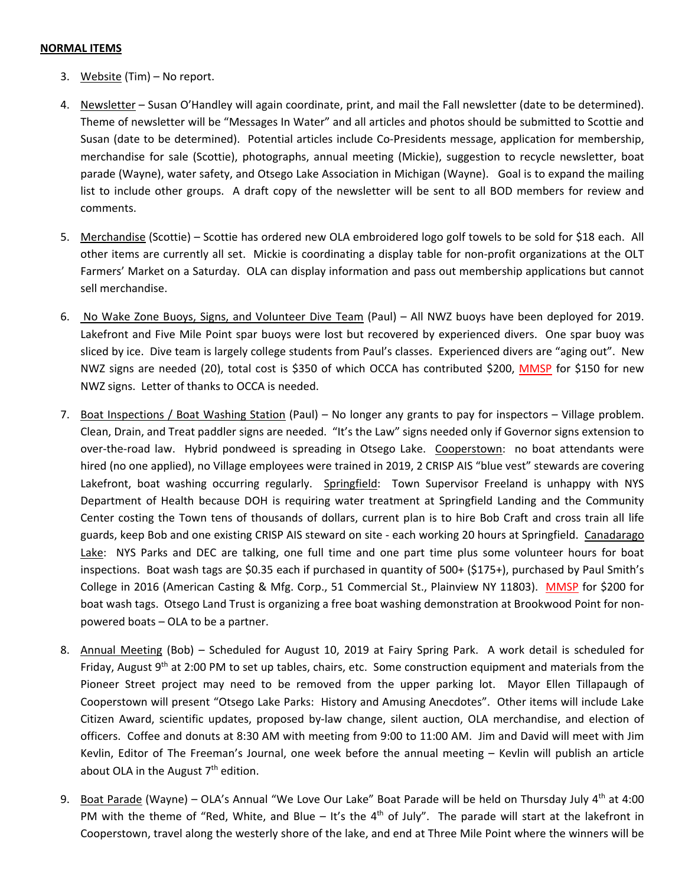**NORMAL ITEMS**

3. Website (Tim) – No report.

4. Newsletter – Susan O'Handley will again coordinate, print, and mail the Fall newsletter (date to be determined). Theme of newsletter will be "Messages In Water" and all articles and photos should be submitted to Scottie and Susan (date to be determined). Potential articles include Co-Presidents message, application for membership, merchandise for sale (Scottie), photographs, annual meeting (Mickie), suggestion to recycle newsletter, boat parade (Wayne), water safety, and Otsego Lake Association in Michigan (Wayne). Goal is to expand the mailing list to include other groups. A draft copy of the newsletter will be sent to all BOD members for review and comments.

5. Merchandise (Scottie) – Scottie has ordered new OLA embroidered logo golf towels to be sold for $18 each. All other items are currently all set. Mickie is coordinating a display table for non-profit organizations at the OLT Farmers' Market on a Saturday. OLA can display information and pass out membership applications but cannot sell merchandise.

6. No Wake Zone Buoys, Signs, and Volunteer Dive Team (Paul) – All NWZ buoys have been deployed for 2019. Lakefront and Five Mile Point spar buoys were lost but recovered by experienced divers. One spar buoy was sliced by ice. Dive team is largely college students from Paul's classes. Experienced divers are "aging out". New NWZ signs are needed (20), total cost is $350 of which OCCA has contributed $200, MMSP for $150 for new NWZ signs. Letter of thanks to OCCA is needed.

7. Boat Inspections / Boat Washing Station (Paul) – No longer any grants to pay for inspectors – Village problem. Clean, Drain, and Treat paddler signs are needed. "It's the Law" signs needed only if Governor signs extension to over-the-road law. Hybrid pondweed is spreading in Otsego Lake. Cooperstown: no boat attendants were hired (no one applied), no Village employees were trained in 2019, 2 CRISP AIS "blue vest" stewards are covering Lakefront, boat washing occurring regularly. Springfield: Town Supervisor Freeland is unhappy with NYS Department of Health because DOH is requiring water treatment at Springfield Landing and the Community Center costing the Town tens of thousands of dollars, current plan is to hire Bob Craft and cross train all life guards, keep Bob and one existing CRISP AIS steward on site - each working 20 hours at Springfield. Canadarago Lake: NYS Parks and DEC are talking, one full time and one part time plus some volunteer hours for boat inspections. Boat wash tags are $0.35 each if purchased in quantity of 500+ ($175+), purchased by Paul Smith's College in 2016 (American Casting & Mfg. Corp., 51 Commercial St., Plainview NY 11803). MMSP for $200 for boat wash tags. Otsego Land Trust is organizing a free boat washing demonstration at Brookwood Point for non-powered boats – OLA to be a partner.

8. Annual Meeting (Bob) – Scheduled for August 10, 2019 at Fairy Spring Park. A work detail is scheduled for Friday, August 9th at 2:00 PM to set up tables, chairs, etc. Some construction equipment and materials from the Pioneer Street project may need to be removed from the upper parking lot. Mayor Ellen Tillapaugh of Cooperstown will present "Otsego Lake Parks: History and Amusing Anecdotes". Other items will include Lake Citizen Award, scientific updates, proposed by-law change, silent auction, OLA merchandise, and election of officers. Coffee and donuts at 8:30 AM with meeting from 9:00 to 11:00 AM. Jim and David will meet with Jim Kevlin, Editor of The Freeman's Journal, one week before the annual meeting – Kevlin will publish an article about OLA in the August 7th edition.

9. Boat Parade (Wayne) – OLA's Annual "We Love Our Lake" Boat Parade will be held on Thursday July 4th at 4:00 PM with the theme of "Red, White, and Blue – It's the 4th of July". The parade will start at the lakefront in Cooperstown, travel along the westerly shore of the lake, and end at Three Mile Point where the winners will be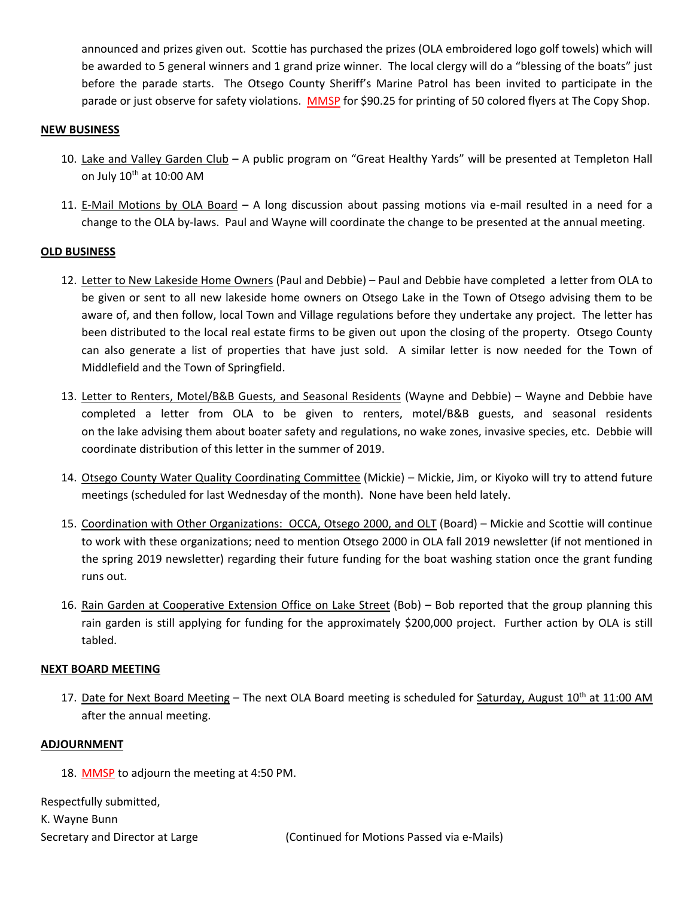announced and prizes given out. Scottie has purchased the prizes (OLA embroidered logo golf towels) which will be awarded to 5 general winners and 1 grand prize winner. The local clergy will do a "blessing of the boats" just before the parade starts. The Otsego County Sheriff's Marine Patrol has been invited to participate in the parade or just observe for safety violations. MMSP for $90.25 for printing of 50 colored flyers at The Copy Shop.

**NEW BUSINESS**

10. Lake and Valley Garden Club – A public program on "Great Healthy Yards" will be presented at Templeton Hall on July 10th at 10:00 AM

11. E-Mail Motions by OLA Board – A long discussion about passing motions via e-mail resulted in a need for a change to the OLA by-laws. Paul and Wayne will coordinate the change to be presented at the annual meeting.

**OLD BUSINESS**

12. Letter to New Lakeside Home Owners (Paul and Debbie) – Paul and Debbie have completed a letter from OLA to be given or sent to all new lakeside home owners on Otsego Lake in the Town of Otsego advising them to be aware of, and then follow, local Town and Village regulations before they undertake any project. The letter has been distributed to the local real estate firms to be given out upon the closing of the property. Otsego County can also generate a list of properties that have just sold. A similar letter is now needed for the Town of Middlefield and the Town of Springfield.

13. Letter to Renters, Motel/B&B Guests, and Seasonal Residents (Wayne and Debbie) – Wayne and Debbie have completed a letter from OLA to be given to renters, motel/B&B guests, and seasonal residents on the lake advising them about boater safety and regulations, no wake zones, invasive species, etc. Debbie will coordinate distribution of this letter in the summer of 2019.

14. Otsego County Water Quality Coordinating Committee (Mickie) – Mickie, Jim, or Kiyoko will try to attend future meetings (scheduled for last Wednesday of the month). None have been held lately.

15. Coordination with Other Organizations: OCCA, Otsego 2000, and OLT (Board) – Mickie and Scottie will continue to work with these organizations; need to mention Otsego 2000 in OLA fall 2019 newsletter (if not mentioned in the spring 2019 newsletter) regarding their future funding for the boat washing station once the grant funding runs out.

16. Rain Garden at Cooperative Extension Office on Lake Street (Bob) – Bob reported that the group planning this rain garden is still applying for funding for the approximately $200,000 project. Further action by OLA is still tabled.

**NEXT BOARD MEETING**

17. Date for Next Board Meeting – The next OLA Board meeting is scheduled for Saturday, August 10th at 11:00 AM after the annual meeting.

**ADJOURNMENT**

18. MMSP to adjourn the meeting at 4:50 PM.

Respectfully submitted,
K. Wayne Bunn
Secretary and Director at Large (Continued for Motions Passed via e-Mails)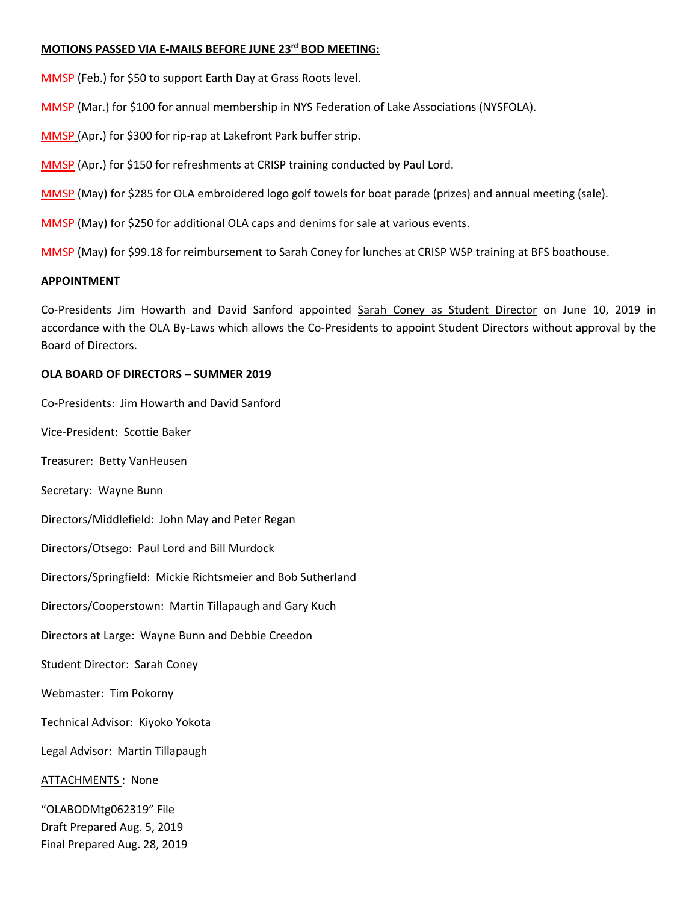**MOTIONS PASSED VIA E-MAILS BEFORE JUNE 23rd BOD MEETING:**

MMSP (Feb.) for $50 to support Earth Day at Grass Roots level.

MMSP (Mar.) for $100 for annual membership in NYS Federation of Lake Associations (NYSFOLA).

MMSP (Apr.) for $300 for rip-rap at Lakefront Park buffer strip.

MMSP (Apr.) for $150 for refreshments at CRISP training conducted by Paul Lord.

MMSP (May) for $285 for OLA embroidered logo golf towels for boat parade (prizes) and annual meeting (sale).

MMSP (May) for $250 for additional OLA caps and denims for sale at various events.

MMSP (May) for $99.18 for reimbursement to Sarah Coney for lunches at CRISP WSP training at BFS boathouse.

**APPOINTMENT**

Co-Presidents Jim Howarth and David Sanford appointed Sarah Coney as Student Director on June 10, 2019 in accordance with the OLA By-Laws which allows the Co-Presidents to appoint Student Directors without approval by the Board of Directors.

**OLA BOARD OF DIRECTORS – SUMMER 2019**

Co-Presidents: Jim Howarth and David Sanford

Vice-President: Scottie Baker

Treasurer: Betty VanHeusen

Secretary: Wayne Bunn

Directors/Middlefield: John May and Peter Regan

Directors/Otsego: Paul Lord and Bill Murdock

Directors/Springfield: Mickie Richtsmeier and Bob Sutherland

Directors/Cooperstown: Martin Tillapaugh and Gary Kuch

Directors at Large: Wayne Bunn and Debbie Creedon

Student Director: Sarah Coney

Webmaster: Tim Pokorny

Technical Advisor: Kiyoko Yokota

Legal Advisor: Martin Tillapaugh

ATTACHMENTS : None

"OLABODMtg062319" File
Draft Prepared Aug. 5, 2019
Final Prepared Aug. 28, 2019